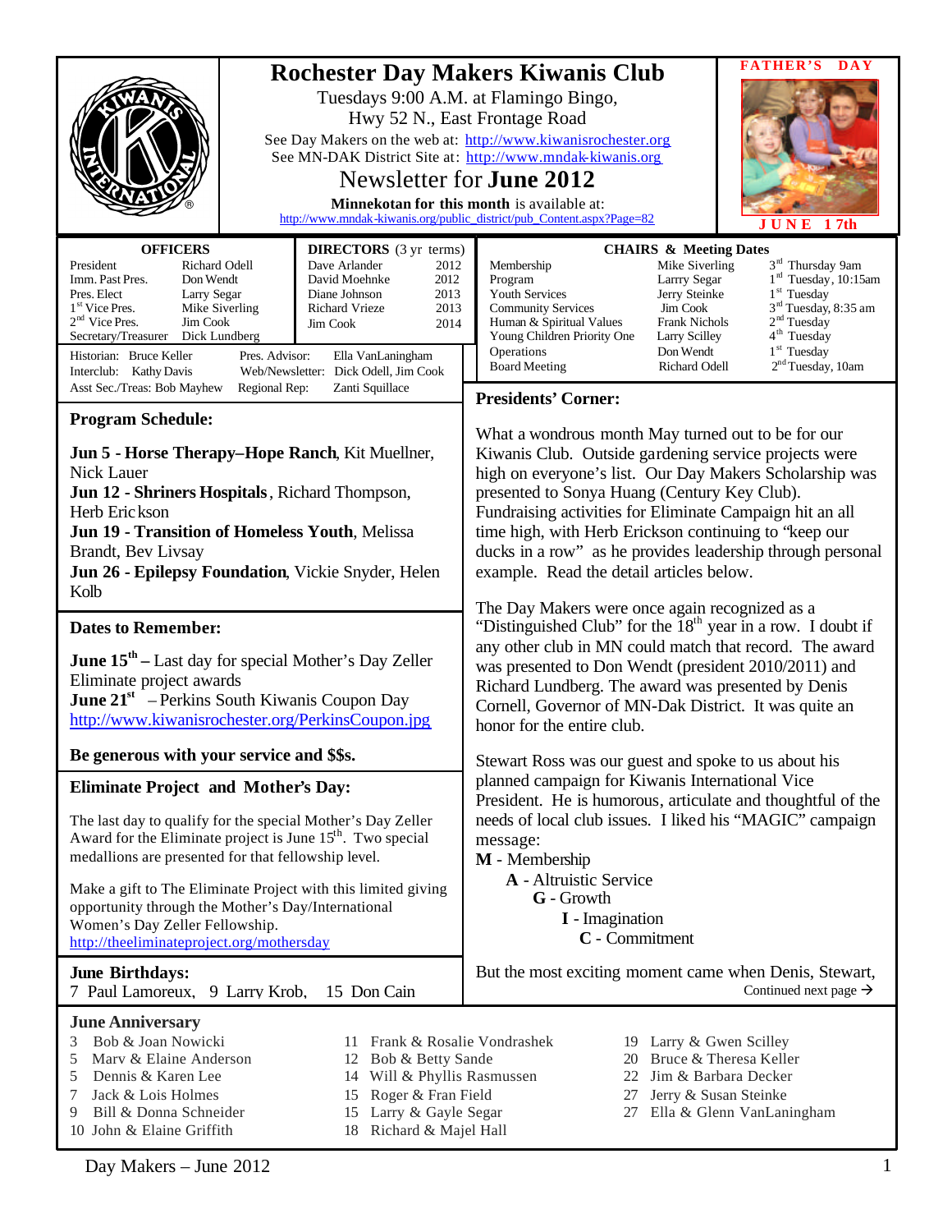# Rochester Day Makers Kiwanis Club

Tuesdays 9:00 A.M. at Flamingo Bingo,
Hwy 52 N., East Frontage Road

See Day Makers on the web at: http://www.kiwanisrochester.org
See MN-DAK District Site at: http://www.mndak-kiwanis.org

## Newsletter for **June 2012**

**Minnekotan for this month** is available at:
http://www.mndak-kiwanis.org/public_district/pub_Content.aspx?Page=82

**FATHER'S DAY**
**JUNE 17th**

| **OFFICERS** | |
|---|---|
| President | Richard Odell |
| Imm. Past Pres. | Don Wendt |
| Pres. Elect | Larry Segar |
| 1st Vice Pres. | Mike Siverling |
| 2nd Vice Pres. | Jim Cook |
| Secretary/Treasurer | Dick Lundberg |

| **DIRECTORS** (3 yr terms) | |
|---|---|
| Dave Arlander | 2012 |
| David Moehnke | 2012 |
| Diane Johnson | 2013 |
| Richard Vrieze | 2013 |
| Jim Cook | 2014 |

Historian: Bruce Keller — Pres. Advisor: Ella VanLaningham
Interclub: Kathy Davis — Web/Newsletter: Dick Odell, Jim Cook
Asst Sec./Treas: Bob Mayhew — Regional Rep: Zanti Squillace

| **CHAIRS & Meeting Dates** | | |
|---|---|---|
| Membership | Mike Siverling | 3rd Thursday 9am |
| Program | Larrry Segar | 1st Tuesday, 10:15am |
| Youth Services | Jerry Steinke | 1st Tuesday |
| Community Services | Jim Cook | 3rd Tuesday, 8:35 am |
| Human & Spiritual Values | Frank Nichols | 2nd Tuesday |
| Young Children Priority One | Larry Scilley | 4th Tuesday |
| Operations | Don Wendt | 1st Tuesday |
| Board Meeting | Richard Odell | 2nd Tuesday, 10am |

## Program Schedule:

**Jun 5 - Horse Therapy–Hope Ranch**, Kit Muellner, Nick Lauer
**Jun 12 - Shriners Hospitals**, Richard Thompson, Herb Erickson
**Jun 19 - Transition of Homeless Youth**, Melissa Brandt, Bev Livsay
**Jun 26 - Epilepsy Foundation**, Vickie Snyder, Helen Kolb

## Dates to Remember:

**June 15th –** Last day for special Mother's Day Zeller Eliminate project awards
**June 21st** – Perkins South Kiwanis Coupon Day
http://www.kiwanisrochester.org/PerkinsCoupon.jpg

**Be generous with your service and $$s.**

## Eliminate Project and Mother's Day:

The last day to qualify for the special Mother's Day Zeller Award for the Eliminate project is June 15th. Two special medallions are presented for that fellowship level.

Make a gift to The Eliminate Project with this limited giving opportunity through the Mother's Day/International Women's Day Zeller Fellowship.
http://theeliminateproject.org/mothersday

## June Birthdays:

7 Paul Lamoreux, 9 Larry Krob, 15 Don Cain

## Presidents' Corner:

What a wondrous month May turned out to be for our Kiwanis Club. Outside gardening service projects were high on everyone's list. Our Day Makers Scholarship was presented to Sonya Huang (Century Key Club). Fundraising activities for Eliminate Campaign hit an all time high, with Herb Erickson continuing to "keep our ducks in a row" as he provides leadership through personal example. Read the detail articles below.

The Day Makers were once again recognized as a "Distinguished Club" for the 18th year in a row. I doubt if any other club in MN could match that record. The award was presented to Don Wendt (president 2010/2011) and Richard Lundberg. The award was presented by Denis Cornell, Governor of MN-Dak District. It was quite an honor for the entire club.

Stewart Ross was our guest and spoke to us about his planned campaign for Kiwanis International Vice President. He is humorous, articulate and thoughtful of the needs of local club issues. I liked his "MAGIC" campaign message:

**M** - Membership
**A** - Altruistic Service
**G** - Growth
**I** - Imagination
**C** - Commitment

But the most exciting moment came when Denis, Stewart,

Continued next page →

## June Anniversary

- 3 Bob & Joan Nowicki
- 5 Marv & Elaine Anderson
- 5 Dennis & Karen Lee
- 7 Jack & Lois Holmes
- 9 Bill & Donna Schneider
- 10 John & Elaine Griffith
- 11 Frank & Rosalie Vondrashek
- 12 Bob & Betty Sande
- 14 Will & Phyllis Rasmussen
- 15 Roger & Fran Field
- 15 Larry & Gayle Segar
- 18 Richard & Majel Hall
- 19 Larry & Gwen Scilley
- 20 Bruce & Theresa Keller
- 22 Jim & Barbara Decker
- 27 Jerry & Susan Steinke
- 27 Ella & Glenn VanLaningham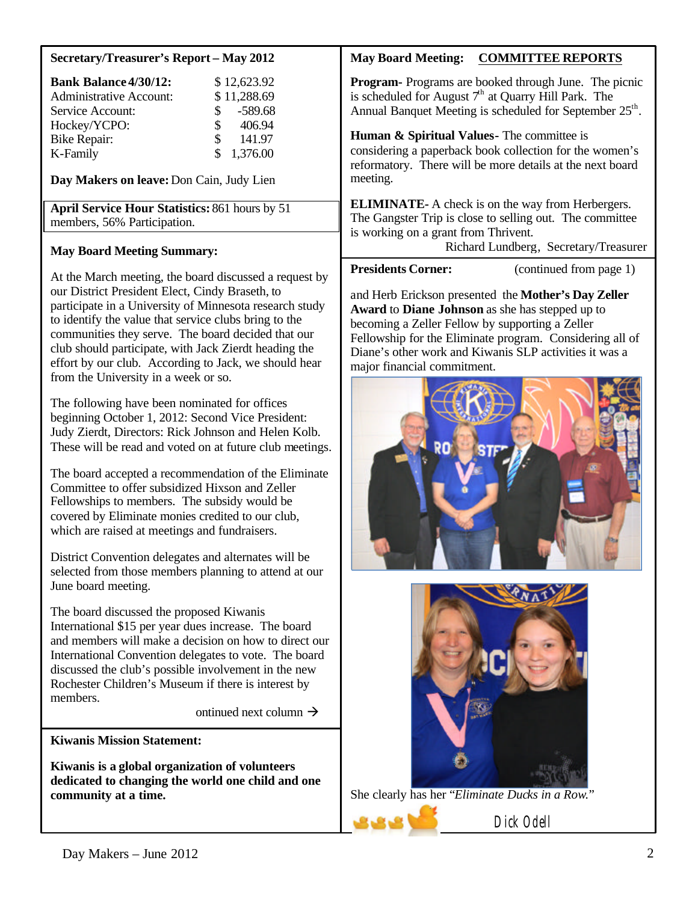## Secretary/Treasurer's Report – May 2012

| | |
|---|---|
| **Bank Balance 4/30/12:** | $ 12,623.92 |
| Administrative Account: | $ 11,288.69 |
| Service Account: | $ -589.68 |
| Hockey/YCPO: | $ 406.94 |
| Bike Repair: | $ 141.97 |
| K-Family | $ 1,376.00 |

**Day Makers on leave:** Don Cain, Judy Lien

**April Service Hour Statistics:** 861 hours by 51 members, 56% Participation.

### May Board Meeting Summary:

At the March meeting, the board discussed a request by our District President Elect, Cindy Braseth, to participate in a University of Minnesota research study to identify the value that service clubs bring to the communities they serve. The board decided that our club should participate, with Jack Zierdt heading the effort by our club. According to Jack, we should hear from the University in a week or so.

The following have been nominated for offices beginning October 1, 2012: Second Vice President: Judy Zierdt, Directors: Rick Johnson and Helen Kolb. These will be read and voted on at future club meetings.

The board accepted a recommendation of the Eliminate Committee to offer subsidized Hixson and Zeller Fellowships to members. The subsidy would be covered by Eliminate monies credited to our club, which are raised at meetings and fundraisers.

District Convention delegates and alternates will be selected from those members planning to attend at our June board meeting.

The board discussed the proposed Kiwanis International $15 per year dues increase. The board and members will make a decision on how to direct our International Convention delegates to vote. The board discussed the club's possible involvement in the new Rochester Children's Museum if there is interest by members.

ontinued next column →

### May Board Meeting: COMMITTEE REPORTS

**Program-** Programs are booked through June. The picnic is scheduled for August 7th at Quarry Hill Park. The Annual Banquet Meeting is scheduled for September 25th.

**Human & Spiritual Values-** The committee is considering a paperback book collection for the women's reformatory. There will be more details at the next board meeting.

**ELIMINATE-** A check is on the way from Herbergers. The Gangster Trip is close to selling out. The committee is working on a grant from Thrivent.

Richard Lundberg, Secretary/Treasurer

### Kiwanis Mission Statement:

**Kiwanis is a global organization of volunteers dedicated to changing the world one child and one community at a time.**

### Presidents Corner: (continued from page 1)

and Herb Erickson presented the **Mother's Day Zeller Award** to **Diane Johnson** as she has stepped up to becoming a Zeller Fellow by supporting a Zeller Fellowship for the Eliminate program. Considering all of Diane's other work and Kiwanis SLP activities it was a major financial commitment.

She clearly has her "*Eliminate Ducks in a Row.*"

Dick Odell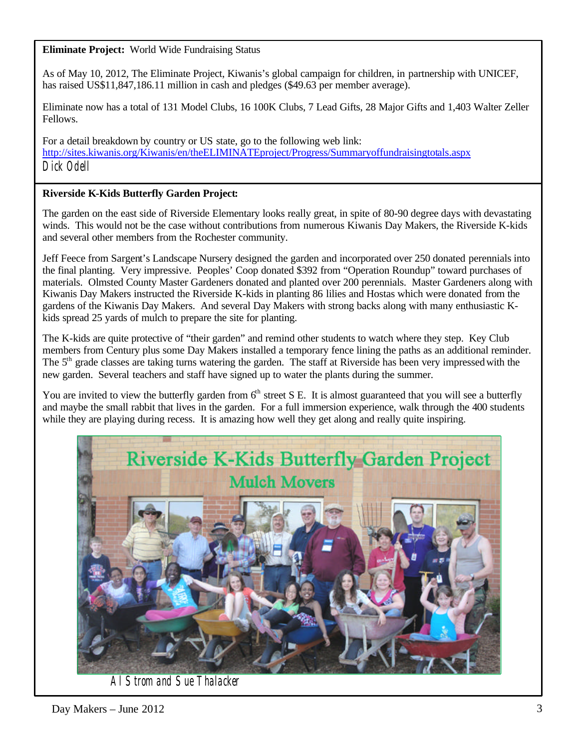**Eliminate Project:** World Wide Fundraising Status

As of May 10, 2012, The Eliminate Project, Kiwanis's global campaign for children, in partnership with UNICEF, has raised US$11,847,186.11 million in cash and pledges ($49.63 per member average).

Eliminate now has a total of 131 Model Clubs, 16 100K Clubs, 7 Lead Gifts, 28 Major Gifts and 1,403 Walter Zeller Fellows.

For a detail breakdown by country or US state, go to the following web link:
http://sites.kiwanis.org/Kiwanis/en/theELIMINATEproject/Progress/Summaryoffundraisingtotals.aspx

*Dick Odell*

**Riverside K-Kids Butterfly Garden Project:**

The garden on the east side of Riverside Elementary looks really great, in spite of 80-90 degree days with devastating winds. This would not be the case without contributions from numerous Kiwanis Day Makers, the Riverside K-kids and several other members from the Rochester community.

Jeff Feece from Sargent's Landscape Nursery designed the garden and incorporated over 250 donated perennials into the final planting. Very impressive. Peoples' Coop donated $392 from "Operation Roundup" toward purchases of materials. Olmsted County Master Gardeners donated and planted over 200 perennials. Master Gardeners along with Kiwanis Day Makers instructed the Riverside K-kids in planting 86 lilies and Hostas which were donated from the gardens of the Kiwanis Day Makers. And several Day Makers with strong backs along with many enthusiastic K-kids spread 25 yards of mulch to prepare the site for planting.

The K-kids are quite protective of "their garden" and remind other students to watch where they step. Key Club members from Century plus some Day Makers installed a temporary fence lining the paths as an additional reminder. The 5th grade classes are taking turns watering the garden. The staff at Riverside has been very impressed with the new garden. Several teachers and staff have signed up to water the plants during the summer.

You are invited to view the butterfly garden from 6th street S E. It is almost guaranteed that you will see a butterfly and maybe the small rabbit that lives in the garden. For a full immersion experience, walk through the 400 students while they are playing during recess. It is amazing how well they get along and really quite inspiring.

Riverside K-Kids Butterfly Garden Project
Mulch Movers

*Al Strom and Sue Thalacker*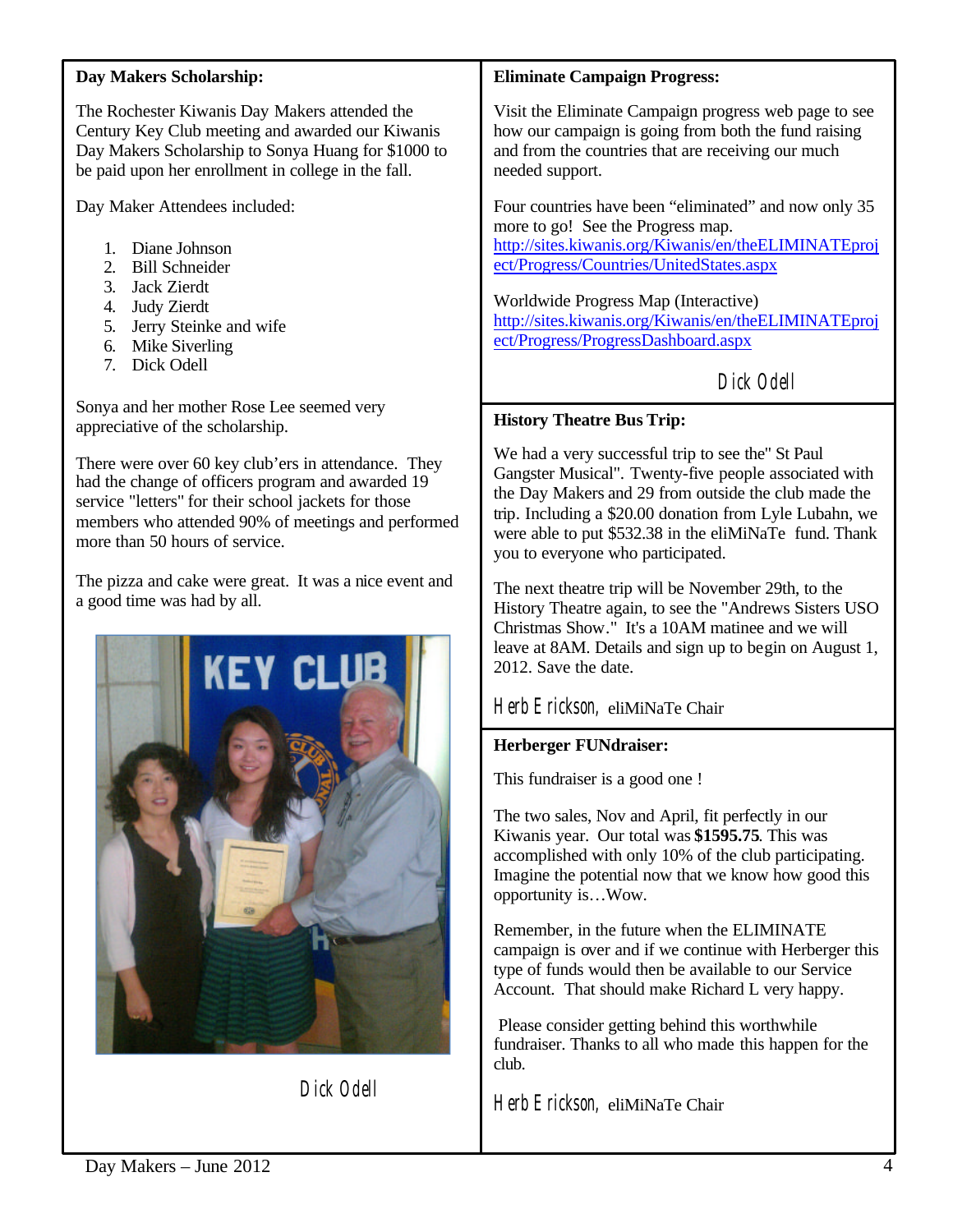**Day Makers Scholarship:**

The Rochester Kiwanis Day Makers attended the Century Key Club meeting and awarded our Kiwanis Day Makers Scholarship to Sonya Huang for $1000 to be paid upon her enrollment in college in the fall.

Day Maker Attendees included:

1. Diane Johnson
2. Bill Schneider
3. Jack Zierdt
4. Judy Zierdt
5. Jerry Steinke and wife
6. Mike Siverling
7. Dick Odell

Sonya and her mother Rose Lee seemed very appreciative of the scholarship.

There were over 60 key club's in attendance. They had the change of officers program and awarded 19 service "letters" for their school jackets for those members who attended 90% of meetings and performed more than 50 hours of service.

The pizza and cake were great. It was a nice event and a good time was had by all.

Dick Odell

**Eliminate Campaign Progress:**

Visit the Eliminate Campaign progress web page to see how our campaign is going from both the fund raising and from the countries that are receiving our much needed support.

Four countries have been "eliminated" and now only 35 more to go! See the Progress map.
http://sites.kiwanis.org/Kiwanis/en/theELIMINATEproject/Progress/Countries/UnitedStates.aspx

Worldwide Progress Map (Interactive)
http://sites.kiwanis.org/Kiwanis/en/theELIMINATEproject/Progress/ProgressDashboard.aspx

Dick Odell

**History Theatre Bus Trip:**

We had a very successful trip to see the" St Paul Gangster Musical". Twenty-five people associated with the Day Makers and 29 from outside the club made the trip. Including a $20.00 donation from Lyle Lubahn, we were able to put $532.38 in the eliMiNaTe fund. Thank you to everyone who participated.

The next theatre trip will be November 29th, to the History Theatre again, to see the "Andrews Sisters USO Christmas Show." It's a 10AM matinee and we will leave at 8AM. Details and sign up to begin on August 1, 2012. Save the date.

Herb Erickson, eliMiNaTe Chair

**Herberger FUNdraiser:**

This fundraiser is a good one !

The two sales, Nov and April, fit perfectly in our Kiwanis year. Our total was **$1595.75**. This was accomplished with only 10% of the club participating. Imagine the potential now that we know how good this opportunity is…Wow.

Remember, in the future when the ELIMINATE campaign is over and if we continue with Herberger this type of funds would then be available to our Service Account. That should make Richard L very happy.

Please consider getting behind this worthwhile fundraiser. Thanks to all who made this happen for the club.

Herb Erickson, eliMiNaTe Chair